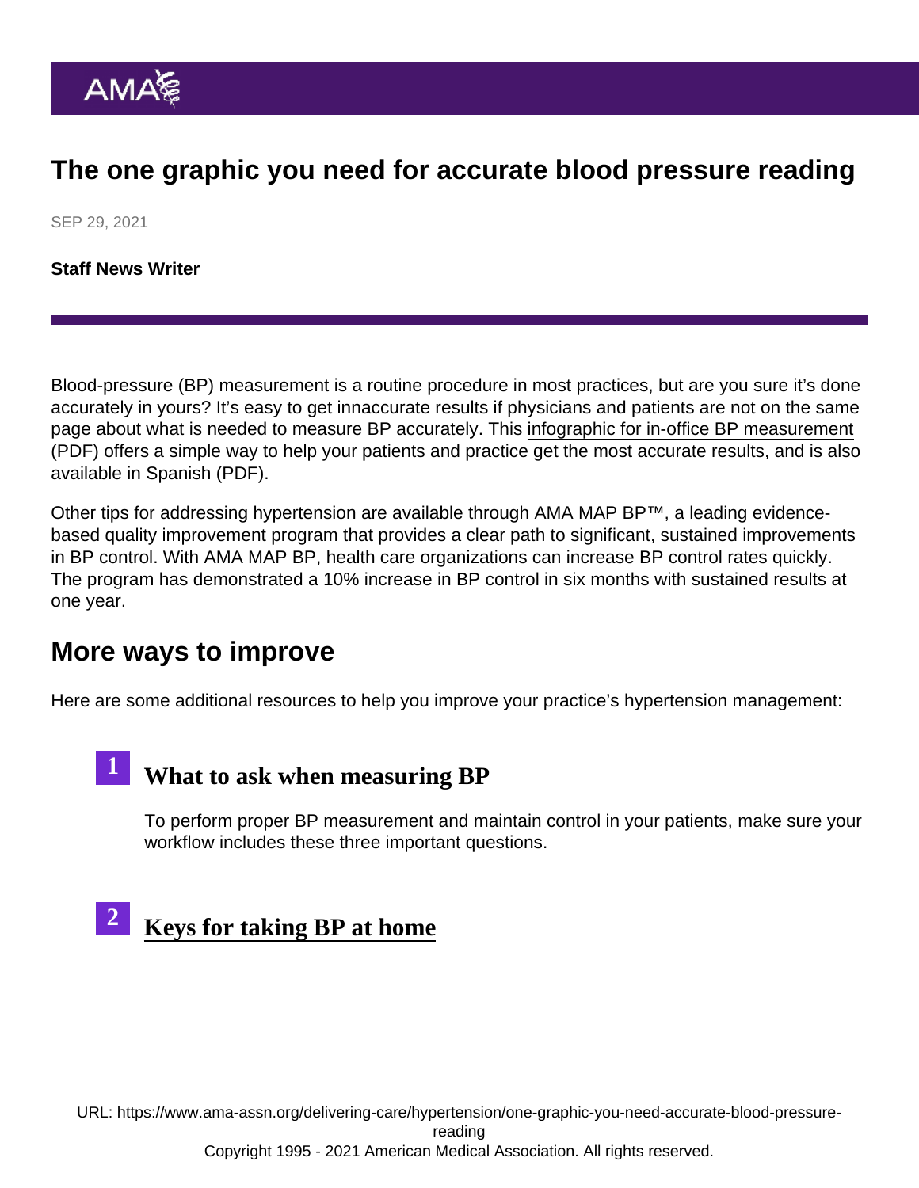# The one graphic you need for accurate blood pressure reading

SEP 29, 2021

**Staff News Writer**

Blood-pressure (BP) measurement is a routine procedure in most practices, but are you sure it's done accurately in yours? It's easy to get innaccurate results if physicians and patients are not on the same page about what is needed to measure BP accurately. This infographic for in-office BP measurement (PDF) offers a simple way to help your patients and practice get the most accurate results, and is also available in Spanish (PDF).

Other tips for addressing hypertension are available through AMA MAP BP™, a leading evidence-based quality improvement program that provides a clear path to significant, sustained improvements in BP control. With AMA MAP BP, health care organizations can increase BP control rates quickly. The program has demonstrated a 10% increase in BP control in six months with sustained results at one year.

## More ways to improve

Here are some additional resources to help you improve your practice's hypertension management:

1. ### What to ask when measuring BP

   To perform proper BP measurement and maintain control in your patients, make sure your workflow includes these three important questions.

2. ### Keys for taking BP at home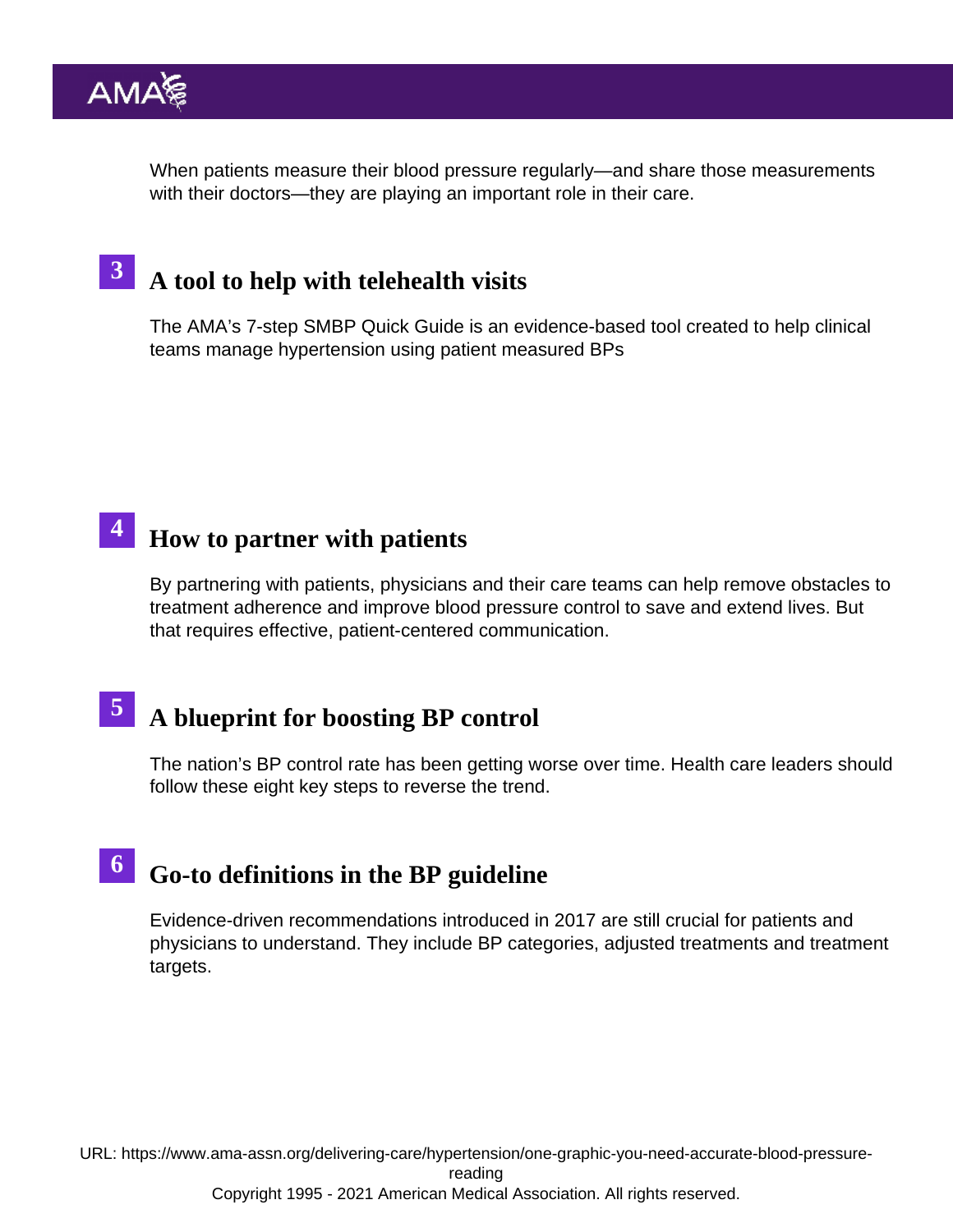When patients measure their blood pressure regularly—and share those measurements with their doctors—they are playing an important role in their care.

## 3 A tool to help with telehealth visits

The AMA's 7-step SMBP Quick Guide is an evidence-based tool created to help clinical teams manage hypertension using patient measured BPs

## 4 How to partner with patients

By partnering with patients, physicians and their care teams can help remove obstacles to treatment adherence and improve blood pressure control to save and extend lives. But that requires effective, patient-centered communication.

## 5 A blueprint for boosting BP control

The nation's BP control rate has been getting worse over time. Health care leaders should follow these eight key steps to reverse the trend.

## 6 Go-to definitions in the BP guideline

Evidence-driven recommendations introduced in 2017 are still crucial for patients and physicians to understand. They include BP categories, adjusted treatments and treatment targets.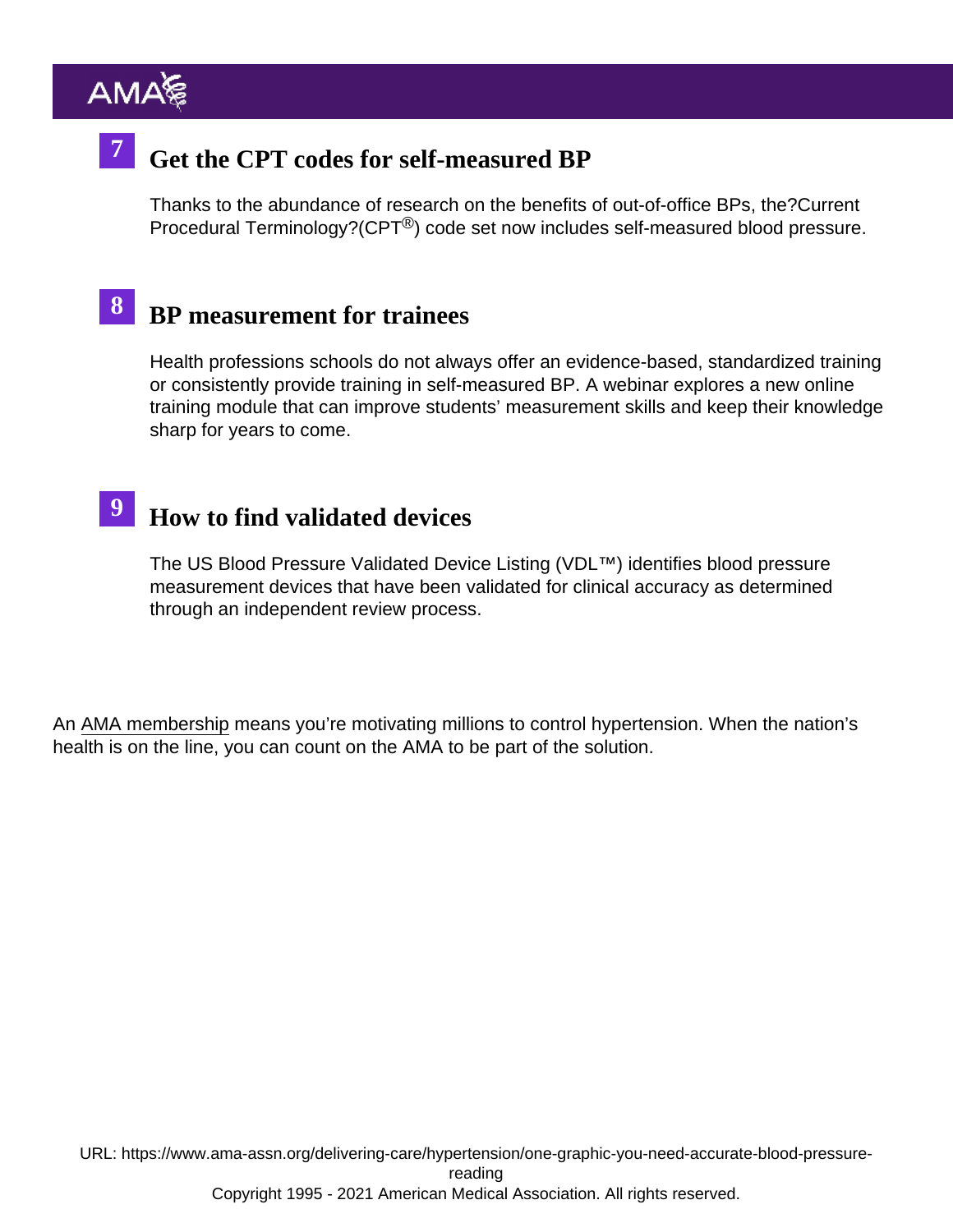## 7 Get the CPT codes for self-measured BP

Thanks to the abundance of research on the benefits of out-of-office BPs, the?Current Procedural Terminology?(CPT®) code set now includes self-measured blood pressure.

## 8 BP measurement for trainees

Health professions schools do not always offer an evidence-based, standardized training or consistently provide training in self-measured BP. A webinar explores a new online training module that can improve students' measurement skills and keep their knowledge sharp for years to come.

## 9 How to find validated devices

The US Blood Pressure Validated Device Listing (VDL™) identifies blood pressure measurement devices that have been validated for clinical accuracy as determined through an independent review process.

An AMA membership means you're motivating millions to control hypertension. When the nation's health is on the line, you can count on the AMA to be part of the solution.